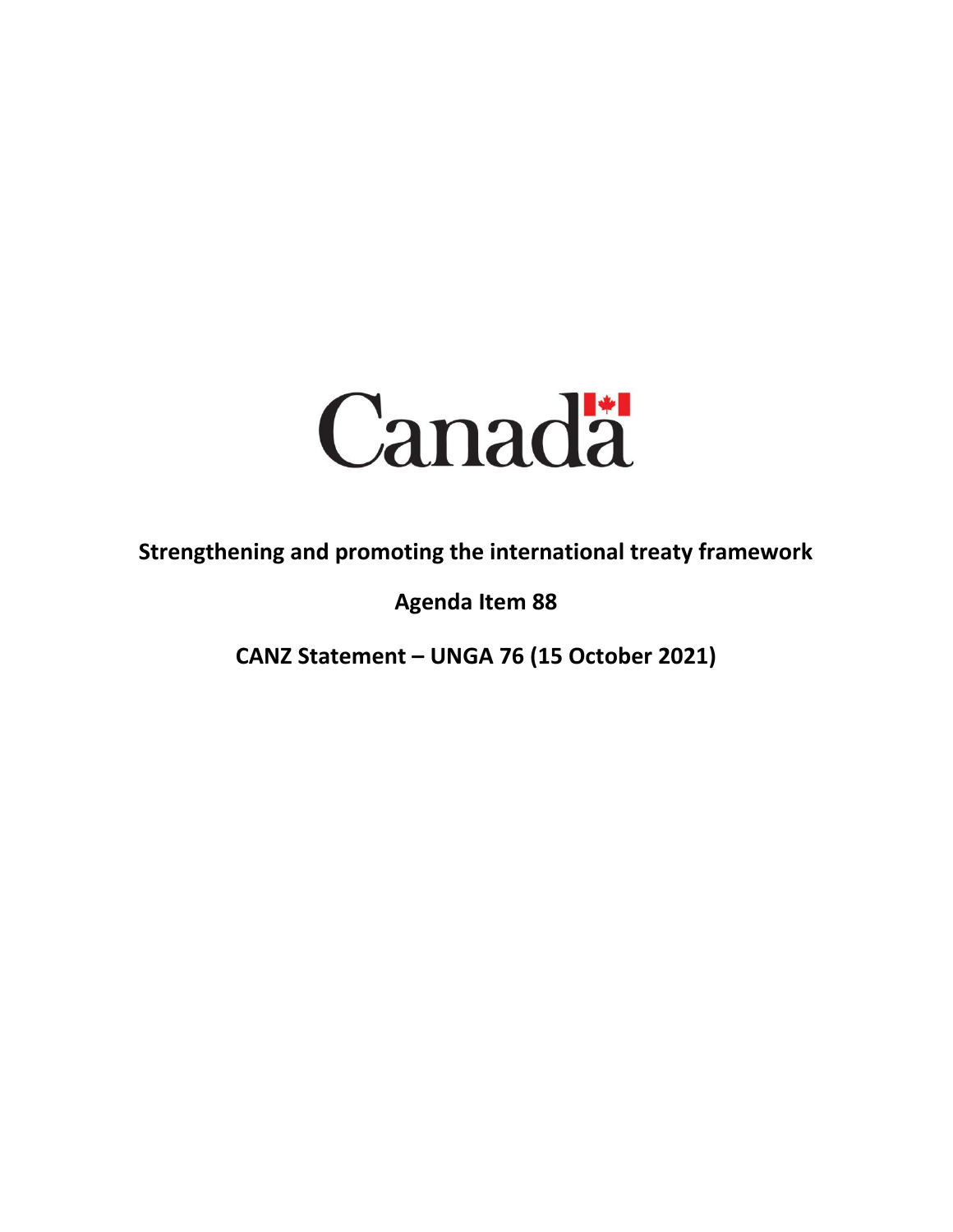Canada

**Strengthening and promoting the international treaty framework**

**Agenda Item 88**

**CANZ Statement – UNGA 76 (15 October 2021)**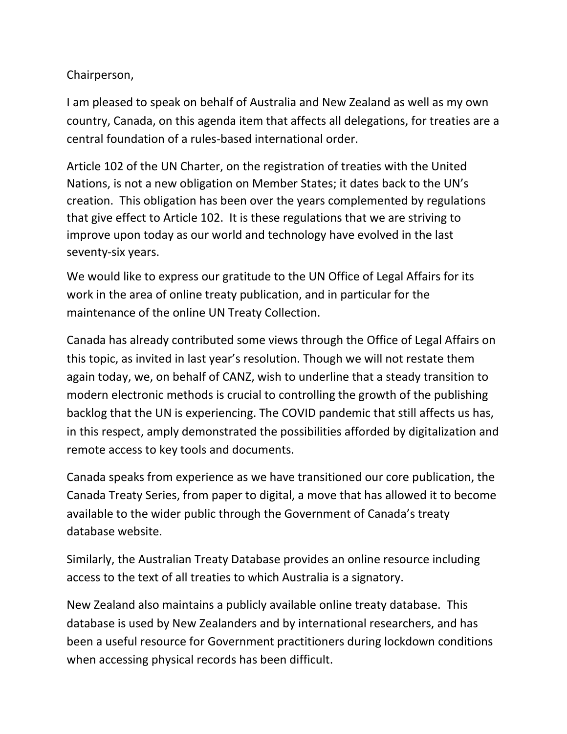Chairperson,

I am pleased to speak on behalf of Australia and New Zealand as well as my own country, Canada, on this agenda item that affects all delegations, for treaties are a central foundation of a rules-based international order.

Article 102 of the UN Charter, on the registration of treaties with the United Nations, is not a new obligation on Member States; it dates back to the UN's creation. This obligation has been over the years complemented by regulations that give effect to Article 102. It is these regulations that we are striving to improve upon today as our world and technology have evolved in the last seventy-six years.

We would like to express our gratitude to the UN Office of Legal Affairs for its work in the area of online treaty publication, and in particular for the maintenance of the online UN Treaty Collection.

Canada has already contributed some views through the Office of Legal Affairs on this topic, as invited in last year's resolution. Though we will not restate them again today, we, on behalf of CANZ, wish to underline that a steady transition to modern electronic methods is crucial to controlling the growth of the publishing backlog that the UN is experiencing. The COVID pandemic that still affects us has, in this respect, amply demonstrated the possibilities afforded by digitalization and remote access to key tools and documents.

Canada speaks from experience as we have transitioned our core publication, the Canada Treaty Series, from paper to digital, a move that has allowed it to become available to the wider public through the Government of Canada's treaty database website.

Similarly, the Australian Treaty Database provides an online resource including access to the text of all treaties to which Australia is a signatory.

New Zealand also maintains a publicly available online treaty database. This database is used by New Zealanders and by international researchers, and has been a useful resource for Government practitioners during lockdown conditions when accessing physical records has been difficult.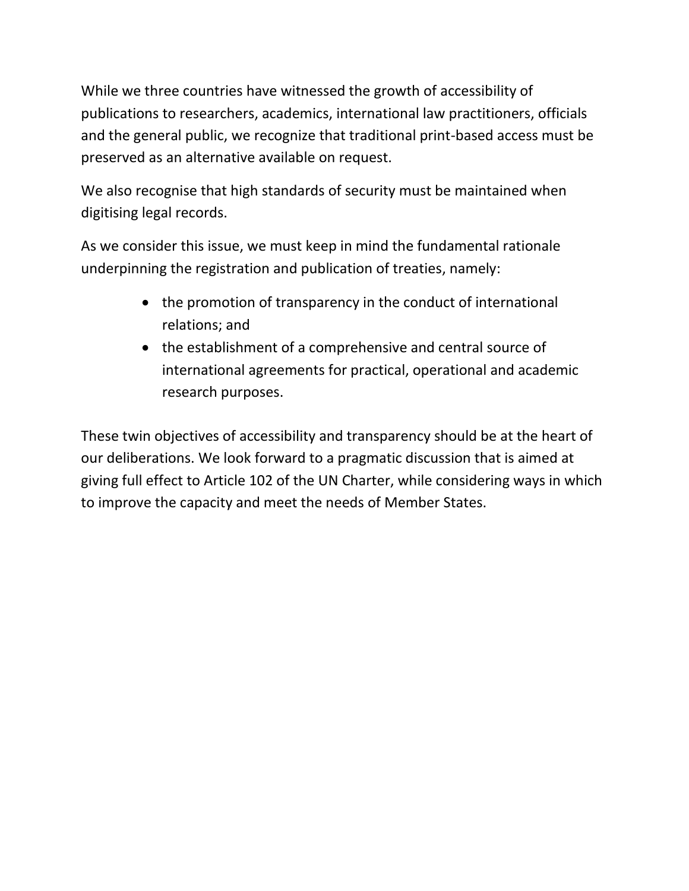While we three countries have witnessed the growth of accessibility of publications to researchers, academics, international law practitioners, officials and the general public, we recognize that traditional print-based access must be preserved as an alternative available on request.

We also recognise that high standards of security must be maintained when digitising legal records.

As we consider this issue, we must keep in mind the fundamental rationale underpinning the registration and publication of treaties, namely:

- the promotion of transparency in the conduct of international relations; and
- the establishment of a comprehensive and central source of international agreements for practical, operational and academic research purposes.

These twin objectives of accessibility and transparency should be at the heart of our deliberations. We look forward to a pragmatic discussion that is aimed at giving full effect to Article 102 of the UN Charter, while considering ways in which to improve the capacity and meet the needs of Member States.